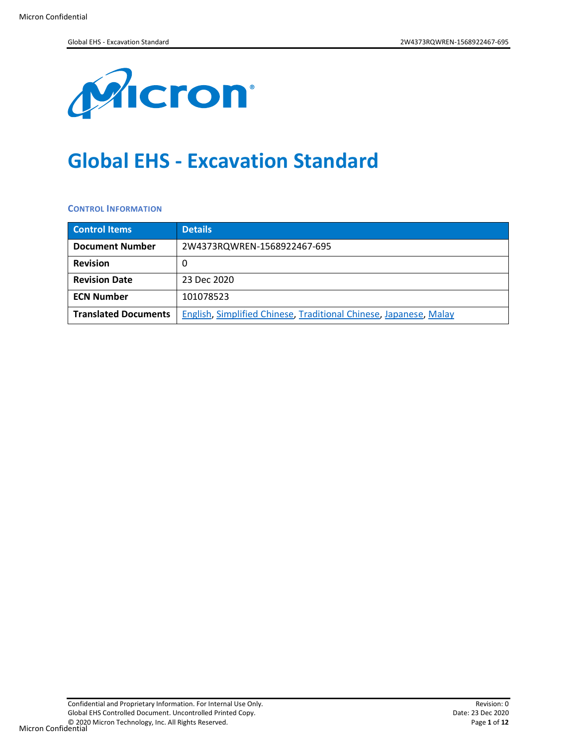# Global EHS - Excavation Standard

### CONTROL INFORMATION

| Control Items | Details |
|---|---|
| **Document Number** | 2W4373RQWREN-1568922467-695 |
| **Revision** | 0 |
| **Revision Date** | 23 Dec 2020 |
| **ECN Number** | 101078523 |
| **Translated Documents** | English, Simplified Chinese, Traditional Chinese, Japanese, Malay |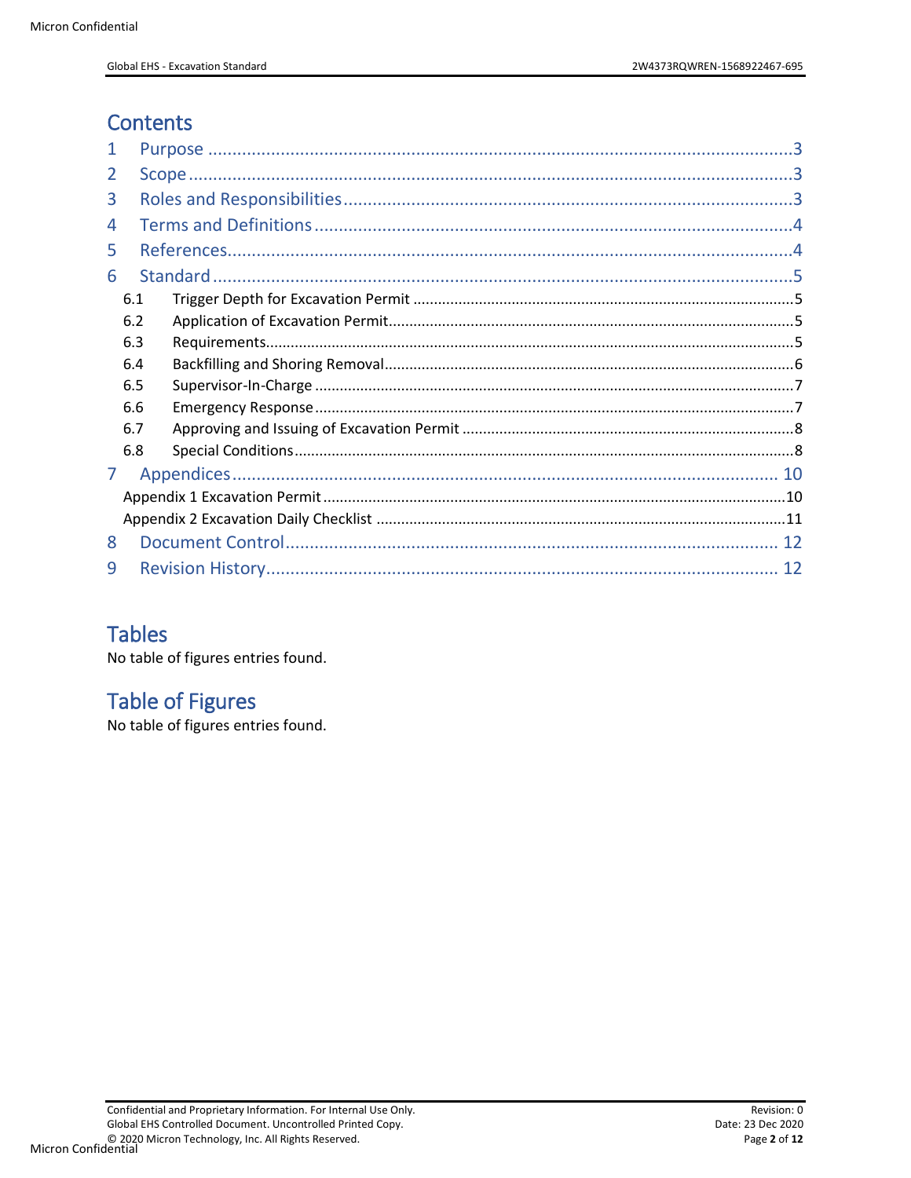# Contents

1 Purpose ....................................................................................................................3
2 Scope .......................................................................................................................3
3 Roles and Responsibilities .......................................................................................3
4 Terms and Definitions ..............................................................................................4
5 References ...............................................................................................................4
6 Standard ..................................................................................................................5
  6.1 Trigger Depth for Excavation Permit ...................................................................5
  6.2 Application of Excavation Permit ........................................................................5
  6.3 Requirements ......................................................................................................5
  6.4 Backfilling and Shoring Removal .........................................................................6
  6.5 Supervisor-In-Charge ..........................................................................................7
  6.6 Emergency Response ..........................................................................................7
  6.7 Approving and Issuing of Excavation Permit .......................................................8
  6.8 Special Conditions ...............................................................................................8
7 Appendices ..............................................................................................................10
  Appendix 1 Excavation Permit .................................................................................10
  Appendix 2 Excavation Daily Checklist ....................................................................11
8 Document Control ....................................................................................................12
9 Revision History ........................................................................................................12

# Tables

No table of figures entries found.

# Table of Figures

No table of figures entries found.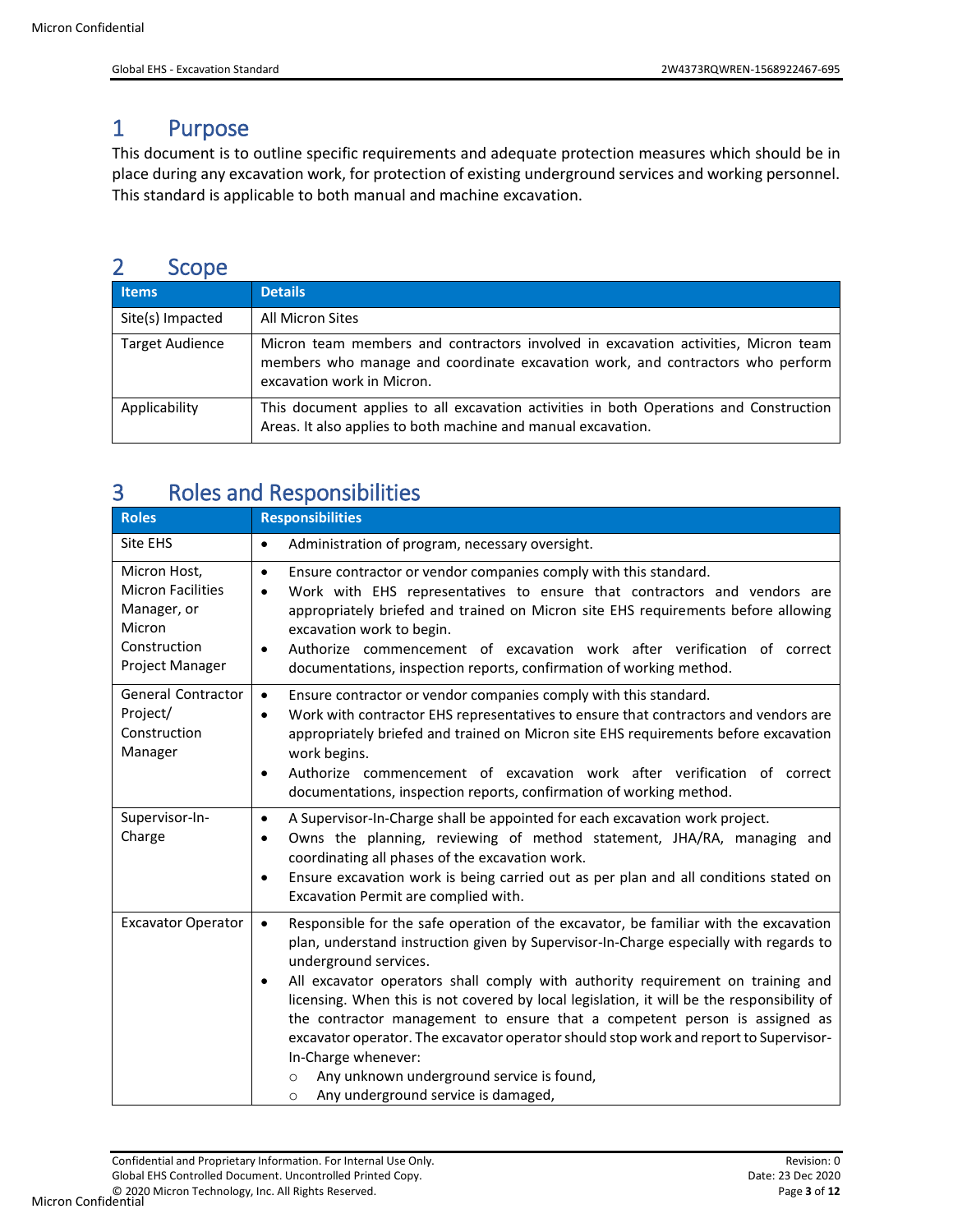# 1 Purpose

This document is to outline specific requirements and adequate protection measures which should be in place during any excavation work, for protection of existing underground services and working personnel. This standard is applicable to both manual and machine excavation.

# 2 Scope

| Items | Details |
|---|---|
| Site(s) Impacted | All Micron Sites |
| Target Audience | Micron team members and contractors involved in excavation activities, Micron team members who manage and coordinate excavation work, and contractors who perform excavation work in Micron. |
| Applicability | This document applies to all excavation activities in both Operations and Construction Areas. It also applies to both machine and manual excavation. |

# 3 Roles and Responsibilities

| Roles | Responsibilities |
|---|---|
| Site EHS | • Administration of program, necessary oversight. |
| Micron Host, Micron Facilities Manager, or Micron Construction Project Manager | • Ensure contractor or vendor companies comply with this standard.<br>• Work with EHS representatives to ensure that contractors and vendors are appropriately briefed and trained on Micron site EHS requirements before allowing excavation work to begin.<br>• Authorize commencement of excavation work after verification of correct documentations, inspection reports, confirmation of working method. |
| General Contractor Project/ Construction Manager | • Ensure contractor or vendor companies comply with this standard.<br>• Work with contractor EHS representatives to ensure that contractors and vendors are appropriately briefed and trained on Micron site EHS requirements before excavation work begins.<br>• Authorize commencement of excavation work after verification of correct documentations, inspection reports, confirmation of working method. |
| Supervisor-In-Charge | • A Supervisor-In-Charge shall be appointed for each excavation work project.<br>• Owns the planning, reviewing of method statement, JHA/RA, managing and coordinating all phases of the excavation work.<br>• Ensure excavation work is being carried out as per plan and all conditions stated on Excavation Permit are complied with. |
| Excavator Operator | • Responsible for the safe operation of the excavator, be familiar with the excavation plan, understand instruction given by Supervisor-In-Charge especially with regards to underground services.<br>• All excavator operators shall comply with authority requirement on training and licensing. When this is not covered by local legislation, it will be the responsibility of the contractor management to ensure that a competent person is assigned as excavator operator. The excavator operator should stop work and report to Supervisor-In-Charge whenever:<br>○ Any unknown underground service is found,<br>○ Any underground service is damaged, |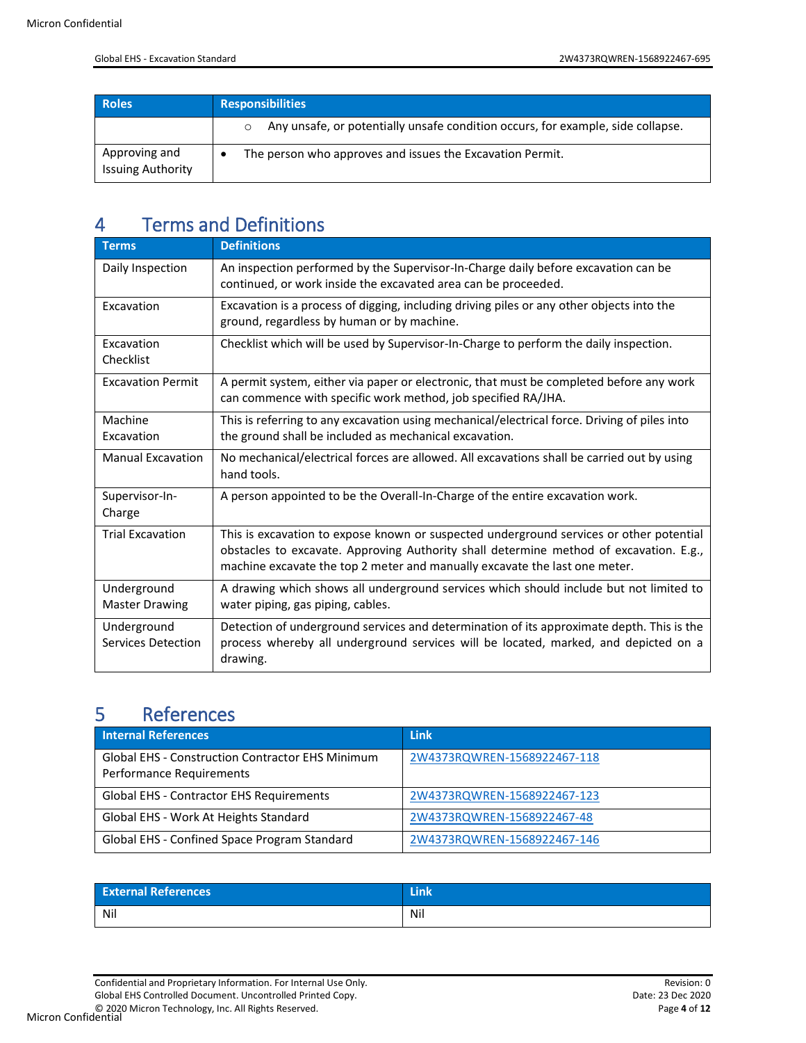| Roles | Responsibilities |
| --- | --- |
| | ○ Any unsafe, or potentially unsafe condition occurs, for example, side collapse. |
| Approving and Issuing Authority | • The person who approves and issues the Excavation Permit. |

# 4 Terms and Definitions

| Terms | Definitions |
| --- | --- |
| Daily Inspection | An inspection performed by the Supervisor-In-Charge daily before excavation can be continued, or work inside the excavated area can be proceeded. |
| Excavation | Excavation is a process of digging, including driving piles or any other objects into the ground, regardless by human or by machine. |
| Excavation Checklist | Checklist which will be used by Supervisor-In-Charge to perform the daily inspection. |
| Excavation Permit | A permit system, either via paper or electronic, that must be completed before any work can commence with specific work method, job specified RA/JHA. |
| Machine Excavation | This is referring to any excavation using mechanical/electrical force. Driving of piles into the ground shall be included as mechanical excavation. |
| Manual Excavation | No mechanical/electrical forces are allowed. All excavations shall be carried out by using hand tools. |
| Supervisor-In-Charge | A person appointed to be the Overall-In-Charge of the entire excavation work. |
| Trial Excavation | This is excavation to expose known or suspected underground services or other potential obstacles to excavate. Approving Authority shall determine method of excavation. E.g., machine excavate the top 2 meter and manually excavate the last one meter. |
| Underground Master Drawing | A drawing which shows all underground services which should include but not limited to water piping, gas piping, cables. |
| Underground Services Detection | Detection of underground services and determination of its approximate depth. This is the process whereby all underground services will be located, marked, and depicted on a drawing. |

# 5 References

| Internal References | Link |
| --- | --- |
| Global EHS - Construction Contractor EHS Minimum Performance Requirements | 2W4373RQWREN-1568922467-118 |
| Global EHS - Contractor EHS Requirements | 2W4373RQWREN-1568922467-123 |
| Global EHS - Work At Heights Standard | 2W4373RQWREN-1568922467-48 |
| Global EHS - Confined Space Program Standard | 2W4373RQWREN-1568922467-146 |

| External References | Link |
| --- | --- |
| Nil | Nil |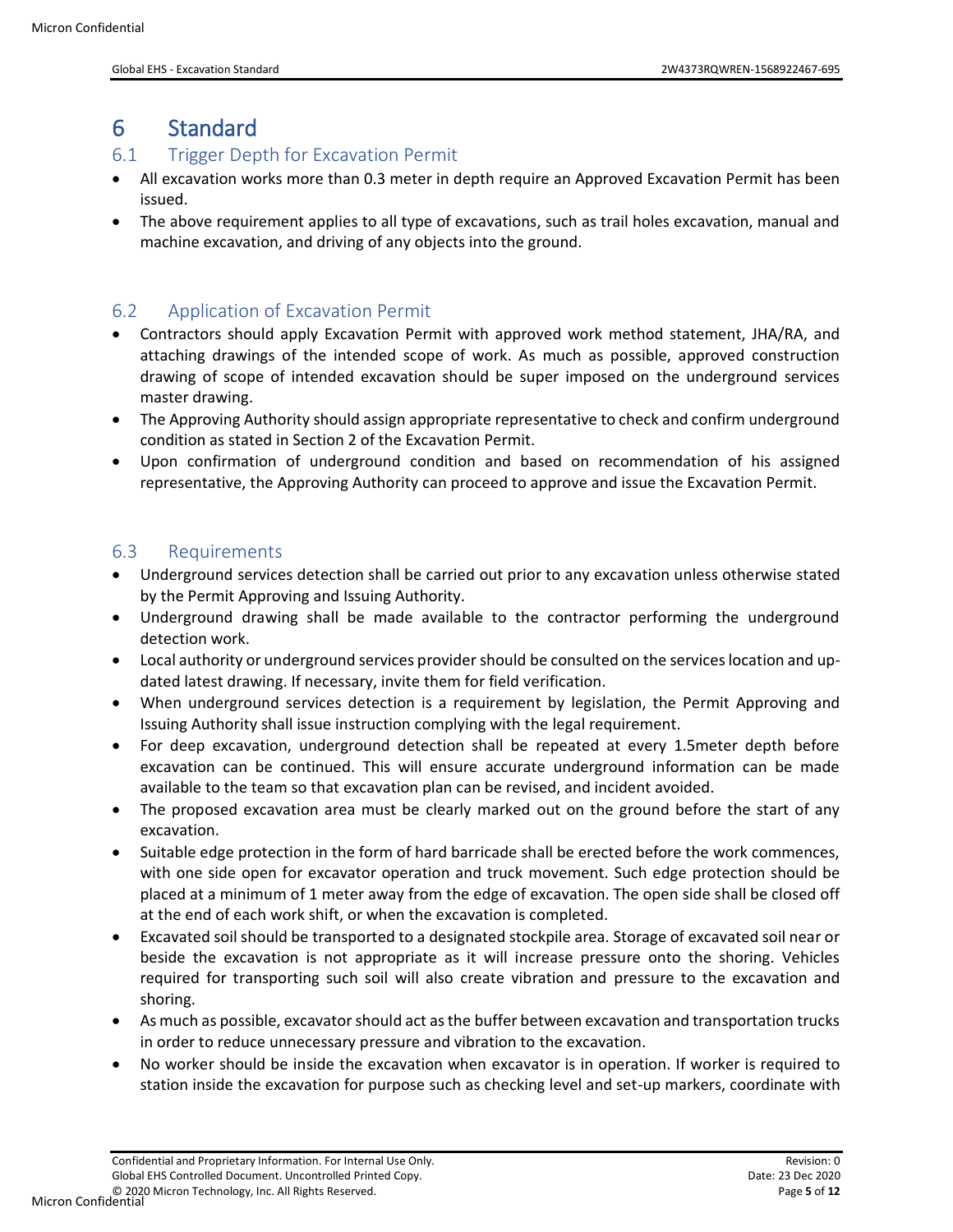# 6 Standard

## 6.1 Trigger Depth for Excavation Permit

- All excavation works more than 0.3 meter in depth require an Approved Excavation Permit has been issued.
- The above requirement applies to all type of excavations, such as trail holes excavation, manual and machine excavation, and driving of any objects into the ground.

## 6.2 Application of Excavation Permit

- Contractors should apply Excavation Permit with approved work method statement, JHA/RA, and attaching drawings of the intended scope of work. As much as possible, approved construction drawing of scope of intended excavation should be super imposed on the underground services master drawing.
- The Approving Authority should assign appropriate representative to check and confirm underground condition as stated in Section 2 of the Excavation Permit.
- Upon confirmation of underground condition and based on recommendation of his assigned representative, the Approving Authority can proceed to approve and issue the Excavation Permit.

## 6.3 Requirements

- Underground services detection shall be carried out prior to any excavation unless otherwise stated by the Permit Approving and Issuing Authority.
- Underground drawing shall be made available to the contractor performing the underground detection work.
- Local authority or underground services provider should be consulted on the services location and up-dated latest drawing. If necessary, invite them for field verification.
- When underground services detection is a requirement by legislation, the Permit Approving and Issuing Authority shall issue instruction complying with the legal requirement.
- For deep excavation, underground detection shall be repeated at every 1.5meter depth before excavation can be continued. This will ensure accurate underground information can be made available to the team so that excavation plan can be revised, and incident avoided.
- The proposed excavation area must be clearly marked out on the ground before the start of any excavation.
- Suitable edge protection in the form of hard barricade shall be erected before the work commences, with one side open for excavator operation and truck movement. Such edge protection should be placed at a minimum of 1 meter away from the edge of excavation. The open side shall be closed off at the end of each work shift, or when the excavation is completed.
- Excavated soil should be transported to a designated stockpile area. Storage of excavated soil near or beside the excavation is not appropriate as it will increase pressure onto the shoring. Vehicles required for transporting such soil will also create vibration and pressure to the excavation and shoring.
- As much as possible, excavator should act as the buffer between excavation and transportation trucks in order to reduce unnecessary pressure and vibration to the excavation.
- No worker should be inside the excavation when excavator is in operation. If worker is required to station inside the excavation for purpose such as checking level and set-up markers, coordinate with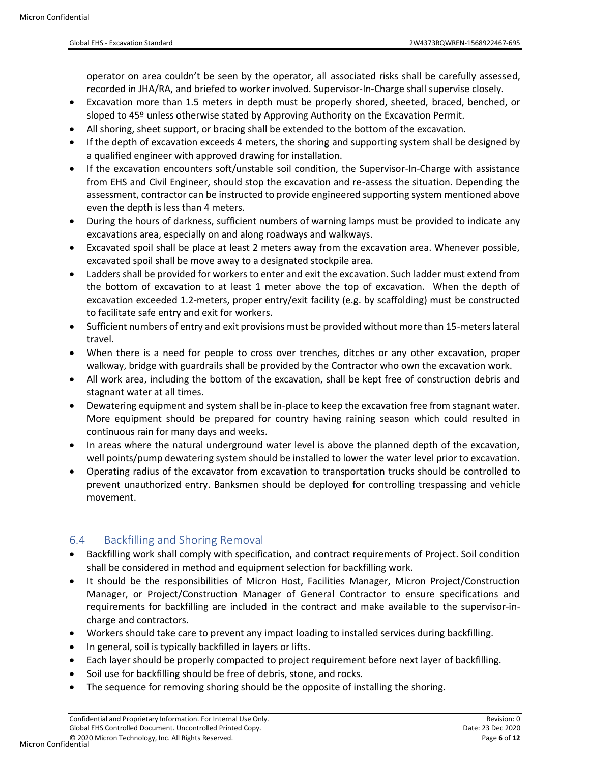operator on area couldn't be seen by the operator, all associated risks shall be carefully assessed, recorded in JHA/RA, and briefed to worker involved. Supervisor-In-Charge shall supervise closely.

- Excavation more than 1.5 meters in depth must be properly shored, sheeted, braced, benched, or sloped to 45º unless otherwise stated by Approving Authority on the Excavation Permit.
- All shoring, sheet support, or bracing shall be extended to the bottom of the excavation.
- If the depth of excavation exceeds 4 meters, the shoring and supporting system shall be designed by a qualified engineer with approved drawing for installation.
- If the excavation encounters soft/unstable soil condition, the Supervisor-In-Charge with assistance from EHS and Civil Engineer, should stop the excavation and re-assess the situation. Depending the assessment, contractor can be instructed to provide engineered supporting system mentioned above even the depth is less than 4 meters.
- During the hours of darkness, sufficient numbers of warning lamps must be provided to indicate any excavations area, especially on and along roadways and walkways.
- Excavated spoil shall be place at least 2 meters away from the excavation area. Whenever possible, excavated spoil shall be move away to a designated stockpile area.
- Ladders shall be provided for workers to enter and exit the excavation. Such ladder must extend from the bottom of excavation to at least 1 meter above the top of excavation. When the depth of excavation exceeded 1.2-meters, proper entry/exit facility (e.g. by scaffolding) must be constructed to facilitate safe entry and exit for workers.
- Sufficient numbers of entry and exit provisions must be provided without more than 15-meters lateral travel.
- When there is a need for people to cross over trenches, ditches or any other excavation, proper walkway, bridge with guardrails shall be provided by the Contractor who own the excavation work.
- All work area, including the bottom of the excavation, shall be kept free of construction debris and stagnant water at all times.
- Dewatering equipment and system shall be in-place to keep the excavation free from stagnant water. More equipment should be prepared for country having raining season which could resulted in continuous rain for many days and weeks.
- In areas where the natural underground water level is above the planned depth of the excavation, well points/pump dewatering system should be installed to lower the water level prior to excavation.
- Operating radius of the excavator from excavation to transportation trucks should be controlled to prevent unauthorized entry. Banksmen should be deployed for controlling trespassing and vehicle movement.

## 6.4 Backfilling and Shoring Removal

- Backfilling work shall comply with specification, and contract requirements of Project. Soil condition shall be considered in method and equipment selection for backfilling work.
- It should be the responsibilities of Micron Host, Facilities Manager, Micron Project/Construction Manager, or Project/Construction Manager of General Contractor to ensure specifications and requirements for backfilling are included in the contract and make available to the supervisor-in-charge and contractors.
- Workers should take care to prevent any impact loading to installed services during backfilling.
- In general, soil is typically backfilled in layers or lifts.
- Each layer should be properly compacted to project requirement before next layer of backfilling.
- Soil use for backfilling should be free of debris, stone, and rocks.
- The sequence for removing shoring should be the opposite of installing the shoring.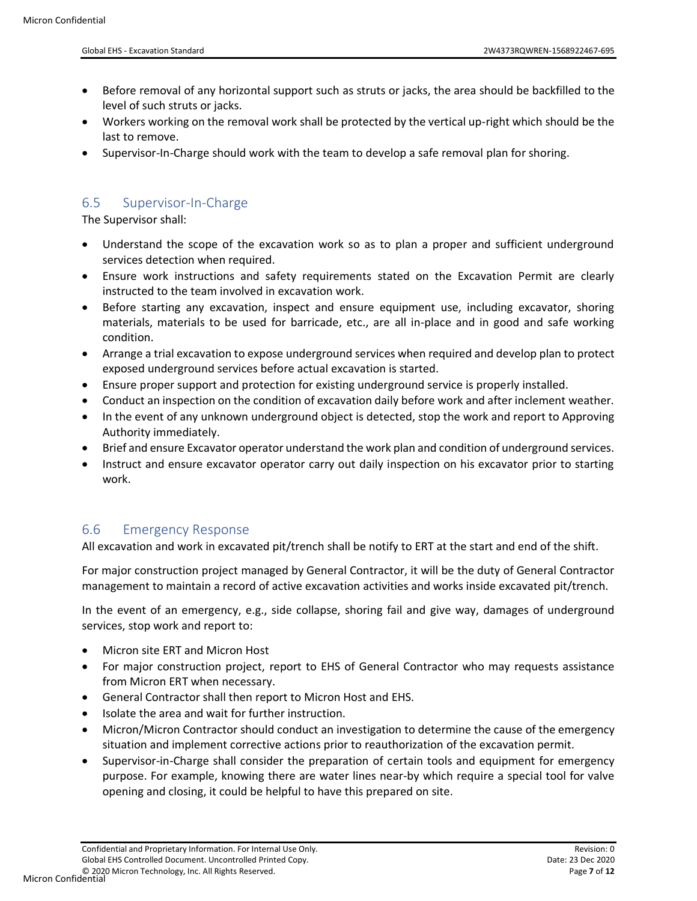- Before removal of any horizontal support such as struts or jacks, the area should be backfilled to the level of such struts or jacks.
- Workers working on the removal work shall be protected by the vertical up-right which should be the last to remove.
- Supervisor-In-Charge should work with the team to develop a safe removal plan for shoring.

## 6.5 Supervisor-In-Charge

The Supervisor shall:

- Understand the scope of the excavation work so as to plan a proper and sufficient underground services detection when required.
- Ensure work instructions and safety requirements stated on the Excavation Permit are clearly instructed to the team involved in excavation work.
- Before starting any excavation, inspect and ensure equipment use, including excavator, shoring materials, materials to be used for barricade, etc., are all in-place and in good and safe working condition.
- Arrange a trial excavation to expose underground services when required and develop plan to protect exposed underground services before actual excavation is started.
- Ensure proper support and protection for existing underground service is properly installed.
- Conduct an inspection on the condition of excavation daily before work and after inclement weather.
- In the event of any unknown underground object is detected, stop the work and report to Approving Authority immediately.
- Brief and ensure Excavator operator understand the work plan and condition of underground services.
- Instruct and ensure excavator operator carry out daily inspection on his excavator prior to starting work.

## 6.6 Emergency Response

All excavation and work in excavated pit/trench shall be notify to ERT at the start and end of the shift.

For major construction project managed by General Contractor, it will be the duty of General Contractor management to maintain a record of active excavation activities and works inside excavated pit/trench.

In the event of an emergency, e.g., side collapse, shoring fail and give way, damages of underground services, stop work and report to:

- Micron site ERT and Micron Host
- For major construction project, report to EHS of General Contractor who may requests assistance from Micron ERT when necessary.
- General Contractor shall then report to Micron Host and EHS.
- Isolate the area and wait for further instruction.
- Micron/Micron Contractor should conduct an investigation to determine the cause of the emergency situation and implement corrective actions prior to reauthorization of the excavation permit.
- Supervisor-in-Charge shall consider the preparation of certain tools and equipment for emergency purpose. For example, knowing there are water lines near-by which require a special tool for valve opening and closing, it could be helpful to have this prepared on site.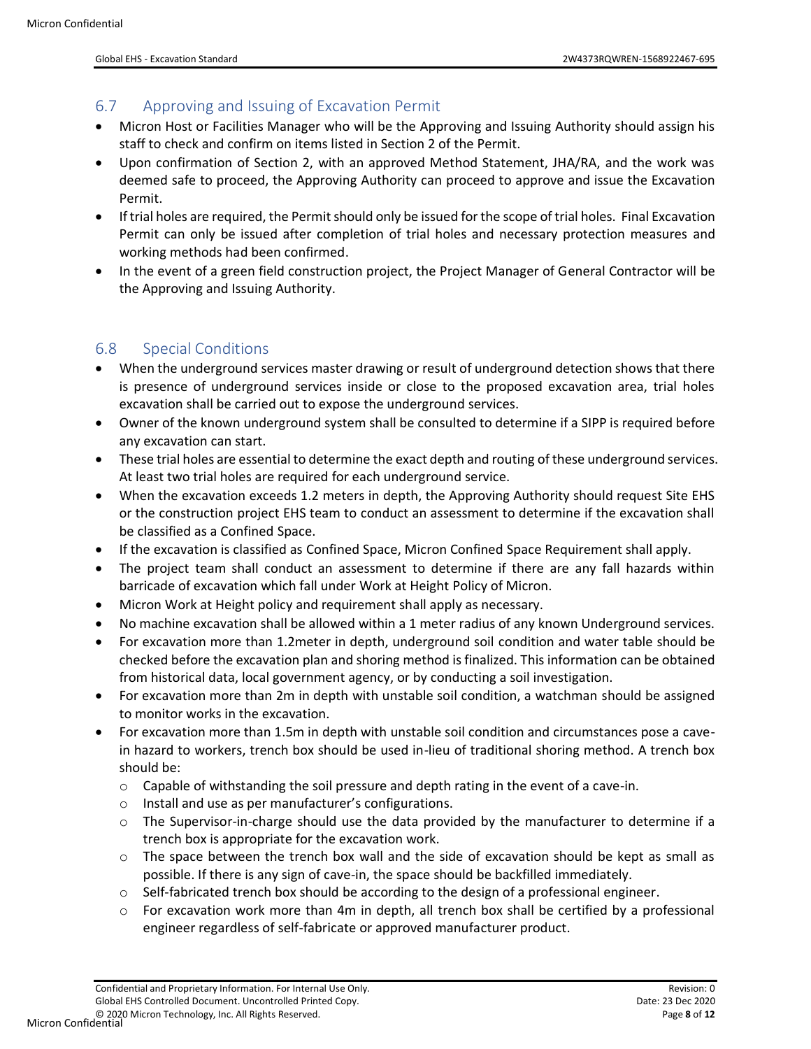## 6.7 Approving and Issuing of Excavation Permit

- Micron Host or Facilities Manager who will be the Approving and Issuing Authority should assign his staff to check and confirm on items listed in Section 2 of the Permit.
- Upon confirmation of Section 2, with an approved Method Statement, JHA/RA, and the work was deemed safe to proceed, the Approving Authority can proceed to approve and issue the Excavation Permit.
- If trial holes are required, the Permit should only be issued for the scope of trial holes. Final Excavation Permit can only be issued after completion of trial holes and necessary protection measures and working methods had been confirmed.
- In the event of a green field construction project, the Project Manager of General Contractor will be the Approving and Issuing Authority.

## 6.8 Special Conditions

- When the underground services master drawing or result of underground detection shows that there is presence of underground services inside or close to the proposed excavation area, trial holes excavation shall be carried out to expose the underground services.
- Owner of the known underground system shall be consulted to determine if a SIPP is required before any excavation can start.
- These trial holes are essential to determine the exact depth and routing of these underground services. At least two trial holes are required for each underground service.
- When the excavation exceeds 1.2 meters in depth, the Approving Authority should request Site EHS or the construction project EHS team to conduct an assessment to determine if the excavation shall be classified as a Confined Space.
- If the excavation is classified as Confined Space, Micron Confined Space Requirement shall apply.
- The project team shall conduct an assessment to determine if there are any fall hazards within barricade of excavation which fall under Work at Height Policy of Micron.
- Micron Work at Height policy and requirement shall apply as necessary.
- No machine excavation shall be allowed within a 1 meter radius of any known Underground services.
- For excavation more than 1.2meter in depth, underground soil condition and water table should be checked before the excavation plan and shoring method is finalized. This information can be obtained from historical data, local government agency, or by conducting a soil investigation.
- For excavation more than 2m in depth with unstable soil condition, a watchman should be assigned to monitor works in the excavation.
- For excavation more than 1.5m in depth with unstable soil condition and circumstances pose a cave-in hazard to workers, trench box should be used in-lieu of traditional shoring method. A trench box should be:
  - Capable of withstanding the soil pressure and depth rating in the event of a cave-in.
  - Install and use as per manufacturer's configurations.
  - The Supervisor-in-charge should use the data provided by the manufacturer to determine if a trench box is appropriate for the excavation work.
  - The space between the trench box wall and the side of excavation should be kept as small as possible. If there is any sign of cave-in, the space should be backfilled immediately.
  - Self-fabricated trench box should be according to the design of a professional engineer.
  - For excavation work more than 4m in depth, all trench box shall be certified by a professional engineer regardless of self-fabricate or approved manufacturer product.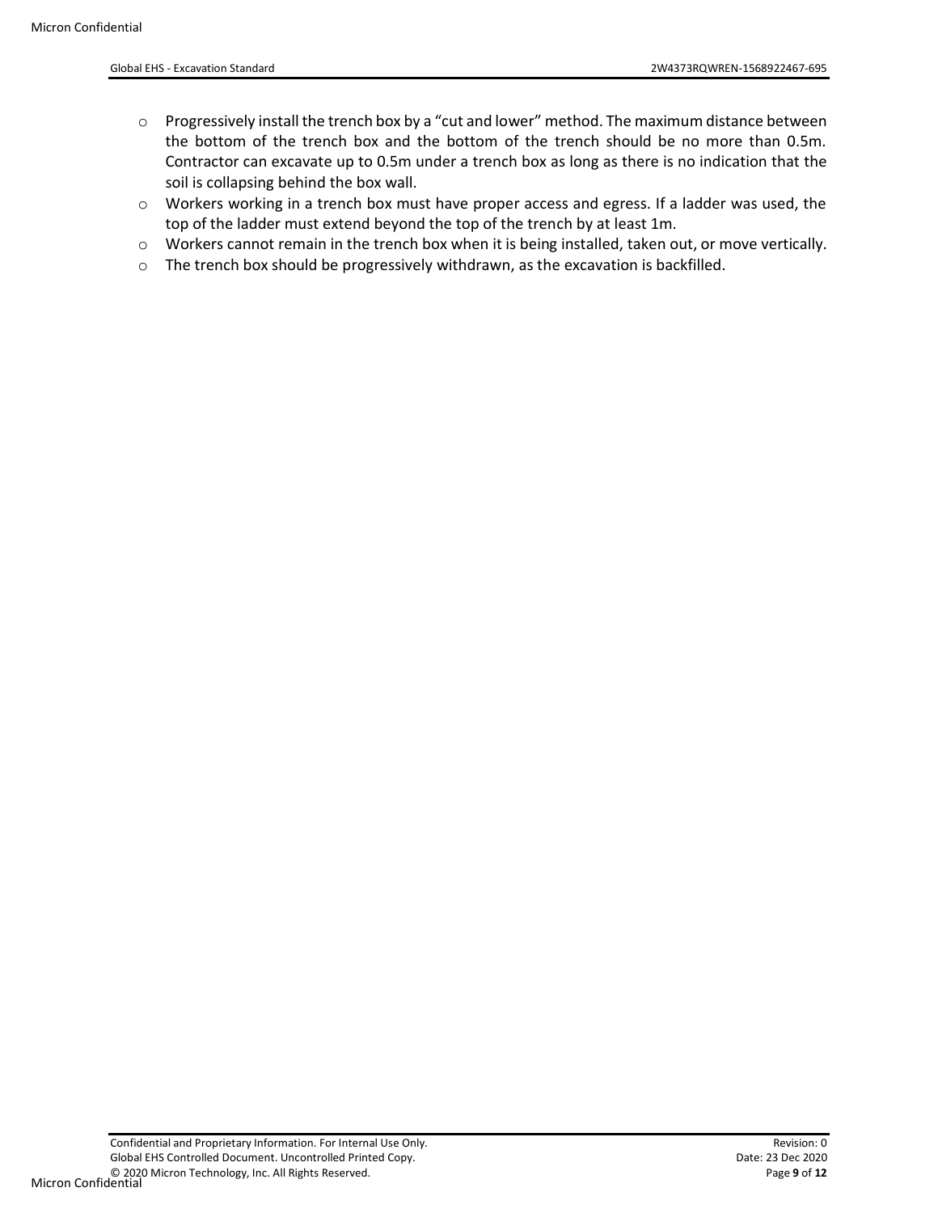- Progressively install the trench box by a "cut and lower" method. The maximum distance between the bottom of the trench box and the bottom of the trench should be no more than 0.5m. Contractor can excavate up to 0.5m under a trench box as long as there is no indication that the soil is collapsing behind the box wall.
- Workers working in a trench box must have proper access and egress. If a ladder was used, the top of the ladder must extend beyond the top of the trench by at least 1m.
- Workers cannot remain in the trench box when it is being installed, taken out, or move vertically.
- The trench box should be progressively withdrawn, as the excavation is backfilled.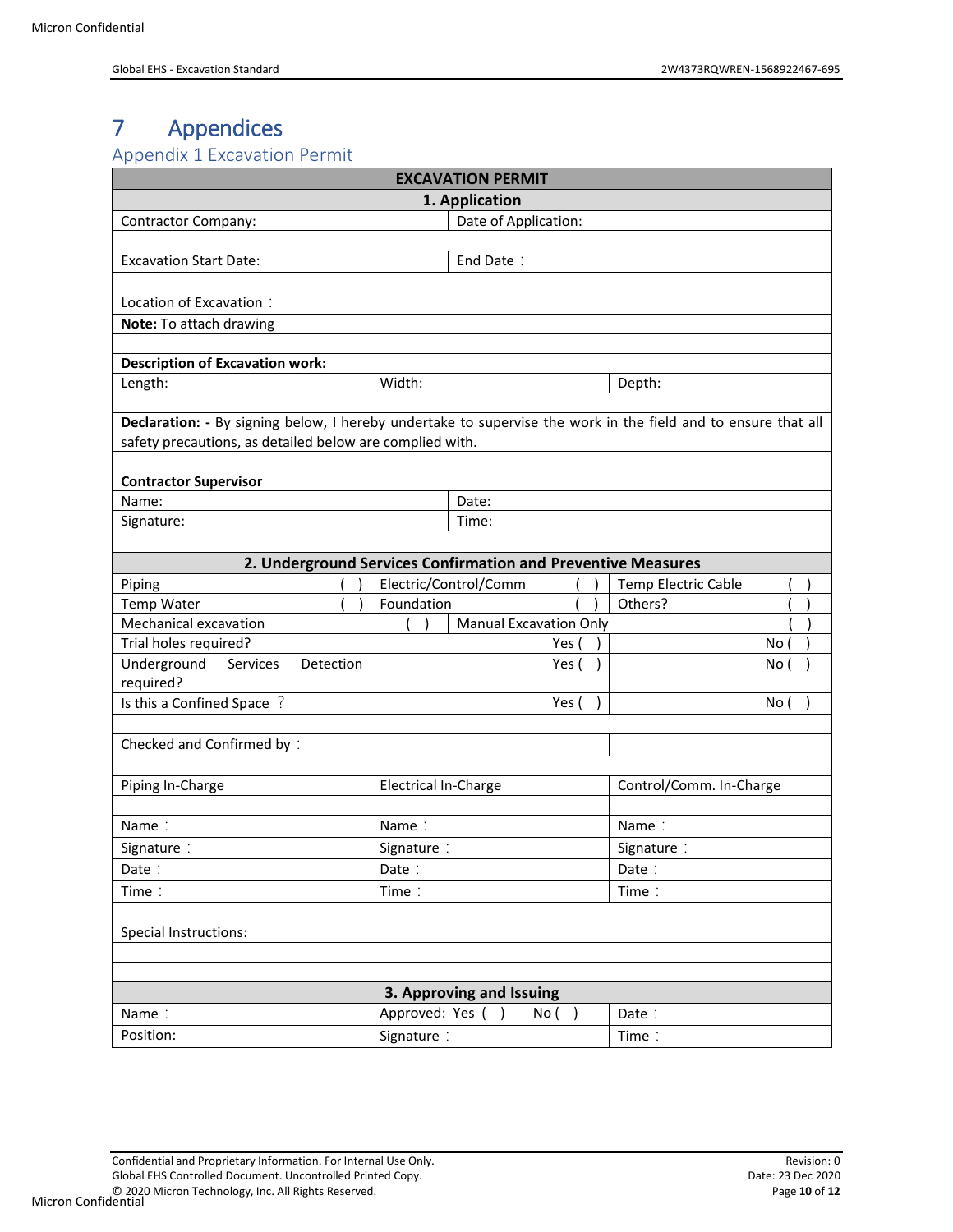# 7 Appendices

## Appendix 1 Excavation Permit

| EXCAVATION PERMIT | | | |
|---|---|---|---|
| **1. Application** | | | |
| Contractor Company: | | Date of Application: | |
| | | | |
| Excavation Start Date: | | End Date： | |
| | | | |
| Location of Excavation： | | | |
| **Note:** To attach drawing | | | |
| | | | |
| **Description of Excavation work:** | | | |
| Length: | Width: | | Depth: |
| | | | |
| **Declaration: -** By signing below, I hereby undertake to supervise the work in the field and to ensure that all safety precautions, as detailed below are complied with. | | | |
| | | | |
| **Contractor Supervisor** | | | |
| Name: | | Date: | |
| Signature: | | Time: | |
| | | | |
| **2. Underground Services Confirmation and Preventive Measures** | | | |
| Piping ( ) | Electric/Control/Comm ( ) | | Temp Electric Cable ( ) |
| Temp Water ( ) | Foundation ( ) | | Others? ( ) |
| Mechanical excavation | ( ) | Manual Excavation Only | ( ) |
| Trial holes required? | Yes ( ) | | No ( ) |
| Underground Services Detection required? | Yes ( ) | | No ( ) |
| Is this a Confined Space ? | Yes ( ) | | No ( ) |
| | | | |
| Checked and Confirmed by： | | | |
| | | | |
| Piping In-Charge | Electrical In-Charge | | Control/Comm. In-Charge |
| | | | |
| Name： | Name： | | Name： |
| Signature： | Signature： | | Signature： |
| Date： | Date： | | Date： |
| Time： | Time： | | Time： |
| | | | |
| Special Instructions: | | | |
| | | | |
| | | | |
| **3. Approving and Issuing** | | | |
| Name： | Approved: Yes ( ) No ( ) | | Date： |
| Position: | Signature： | | Time： |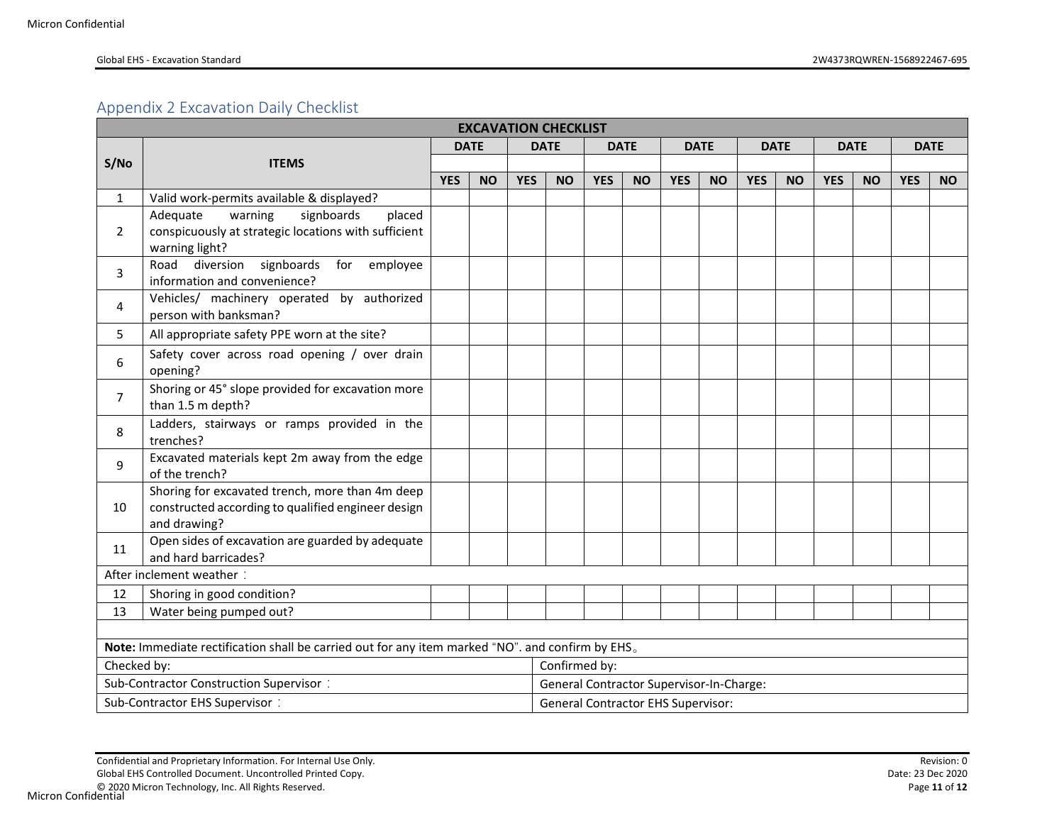## Appendix 2 Excavation Daily Checklist

| EXCAVATION CHECKLIST | | | | | | | | | | | | | | | |
|---|---|---|---|---|---|---|---|---|---|---|---|---|---|---|---|
| S/No | ITEMS | DATE | | DATE | | DATE | | DATE | | DATE | | DATE | | DATE | |
| | | | | | | | | | | | | | | | |
| | | YES | NO | YES | NO | YES | NO | YES | NO | YES | NO | YES | NO | YES | NO |
| 1 | Valid work-permits available & displayed? | | | | | | | | | | | | | | |
| 2 | Adequate warning signboards placed conspicuously at strategic locations with sufficient warning light? | | | | | | | | | | | | | | |
| 3 | Road diversion signboards for employee information and convenience? | | | | | | | | | | | | | | |
| 4 | Vehicles/ machinery operated by authorized person with banksman? | | | | | | | | | | | | | | |
| 5 | All appropriate safety PPE worn at the site? | | | | | | | | | | | | | | |
| 6 | Safety cover across road opening / over drain opening? | | | | | | | | | | | | | | |
| 7 | Shoring or 45° slope provided for excavation more than 1.5 m depth? | | | | | | | | | | | | | | |
| 8 | Ladders, stairways or ramps provided in the trenches? | | | | | | | | | | | | | | |
| 9 | Excavated materials kept 2m away from the edge of the trench? | | | | | | | | | | | | | | |
| 10 | Shoring for excavated trench, more than 4m deep constructed according to qualified engineer design and drawing? | | | | | | | | | | | | | | |
| 11 | Open sides of excavation are guarded by adequate and hard barricades? | | | | | | | | | | | | | | |
| After inclement weather： | | | | | | | | | | | | | | | |
| 12 | Shoring in good condition? | | | | | | | | | | | | | | |
| 13 | Water being pumped out? | | | | | | | | | | | | | | |

**Note:** Immediate rectification shall be carried out for any item marked "NO". and confirm by EHS。

| Checked by: | Confirmed by: |
|---|---|
| Sub-Contractor Construction Supervisor： | General Contractor Supervisor-In-Charge: |
| Sub-Contractor EHS Supervisor： | General Contractor EHS Supervisor: |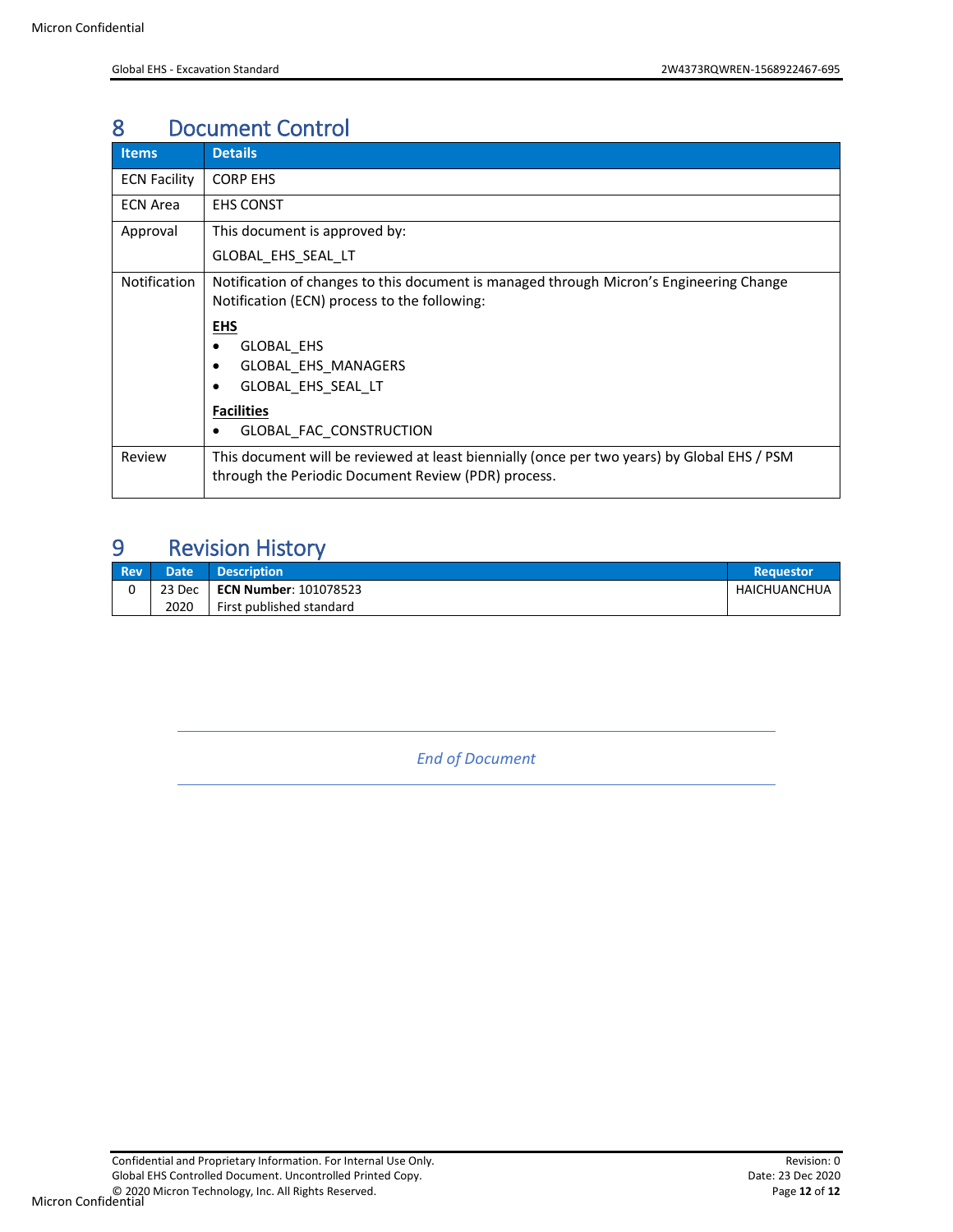# 8 Document Control

| Items | Details |
|---|---|
| ECN Facility | CORP EHS |
| ECN Area | EHS CONST |
| Approval | This document is approved by:<br>GLOBAL_EHS_SEAL_LT |
| Notification | Notification of changes to this document is managed through Micron's Engineering Change Notification (ECN) process to the following:<br>**EHS**<br>• GLOBAL_EHS<br>• GLOBAL_EHS_MANAGERS<br>• GLOBAL_EHS_SEAL_LT<br>**Facilities**<br>• GLOBAL_FAC_CONSTRUCTION |
| Review | This document will be reviewed at least biennially (once per two years) by Global EHS / PSM through the Periodic Document Review (PDR) process. |

# 9 Revision History

| Rev | Date | Description | Requestor |
|---|---|---|---|
| 0 | 23 Dec 2020 | **ECN Number**: 101078523<br>First published standard | HAICHUANCHUA |

*End of Document*